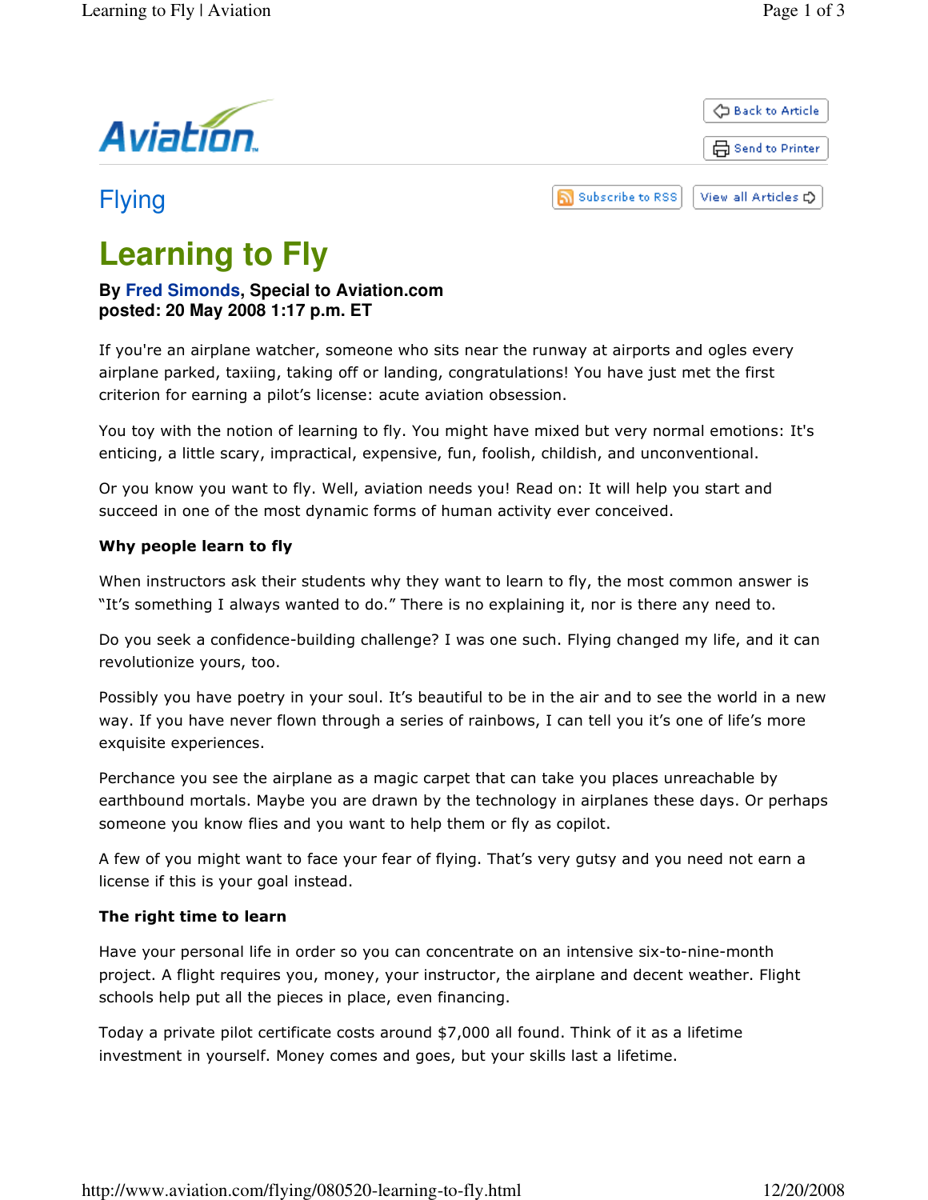Flying

# Learning to Fly

**By Fred Simonds, Special to Aviation.com**
**posted: 20 May 2008 1:17 p.m. ET**

If you're an airplane watcher, someone who sits near the runway at airports and ogles every airplane parked, taxiing, taking off or landing, congratulations! You have just met the first criterion for earning a pilot's license: acute aviation obsession.

You toy with the notion of learning to fly. You might have mixed but very normal emotions: It's enticing, a little scary, impractical, expensive, fun, foolish, childish, and unconventional.

Or you know you want to fly. Well, aviation needs you! Read on: It will help you start and succeed in one of the most dynamic forms of human activity ever conceived.

### Why people learn to fly

When instructors ask their students why they want to learn to fly, the most common answer is "It's something I always wanted to do." There is no explaining it, nor is there any need to.

Do you seek a confidence-building challenge? I was one such. Flying changed my life, and it can revolutionize yours, too.

Possibly you have poetry in your soul. It's beautiful to be in the air and to see the world in a new way. If you have never flown through a series of rainbows, I can tell you it's one of life's more exquisite experiences.

Perchance you see the airplane as a magic carpet that can take you places unreachable by earthbound mortals. Maybe you are drawn by the technology in airplanes these days. Or perhaps someone you know flies and you want to help them or fly as copilot.

A few of you might want to face your fear of flying. That's very gutsy and you need not earn a license if this is your goal instead.

### The right time to learn

Have your personal life in order so you can concentrate on an intensive six-to-nine-month project. A flight requires you, money, your instructor, the airplane and decent weather. Flight schools help put all the pieces in place, even financing.

Today a private pilot certificate costs around $7,000 all found. Think of it as a lifetime investment in yourself. Money comes and goes, but your skills last a lifetime.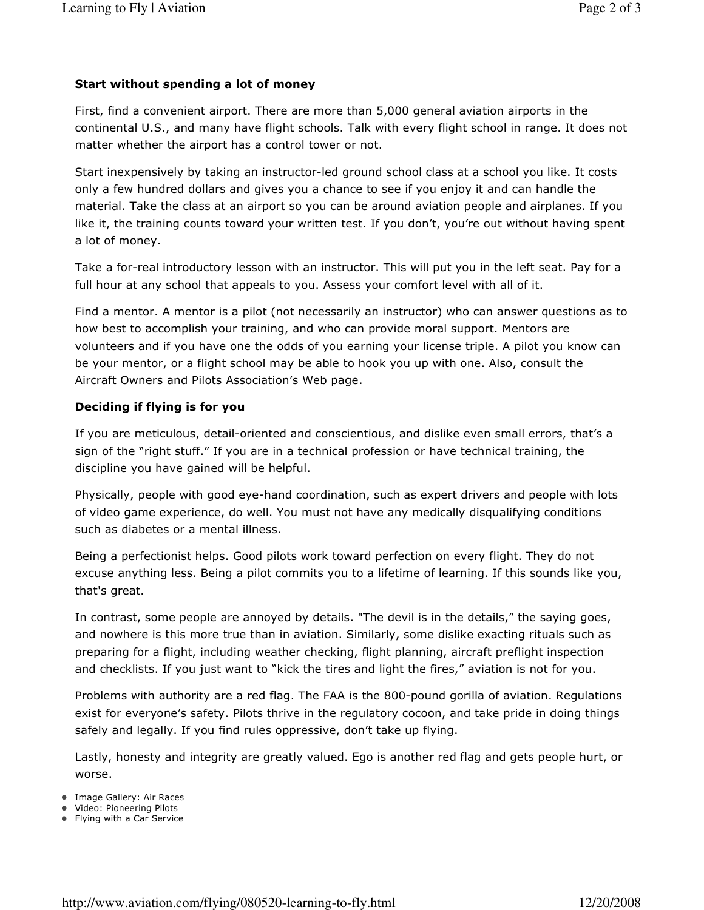**Start without spending a lot of money**

First, find a convenient airport. There are more than 5,000 general aviation airports in the continental U.S., and many have flight schools. Talk with every flight school in range. It does not matter whether the airport has a control tower or not.

Start inexpensively by taking an instructor-led ground school class at a school you like. It costs only a few hundred dollars and gives you a chance to see if you enjoy it and can handle the material. Take the class at an airport so you can be around aviation people and airplanes. If you like it, the training counts toward your written test. If you don't, you're out without having spent a lot of money.

Take a for-real introductory lesson with an instructor. This will put you in the left seat. Pay for a full hour at any school that appeals to you. Assess your comfort level with all of it.

Find a mentor. A mentor is a pilot (not necessarily an instructor) who can answer questions as to how best to accomplish your training, and who can provide moral support. Mentors are volunteers and if you have one the odds of you earning your license triple. A pilot you know can be your mentor, or a flight school may be able to hook you up with one. Also, consult the Aircraft Owners and Pilots Association's Web page.

**Deciding if flying is for you**

If you are meticulous, detail-oriented and conscientious, and dislike even small errors, that's a sign of the "right stuff." If you are in a technical profession or have technical training, the discipline you have gained will be helpful.

Physically, people with good eye-hand coordination, such as expert drivers and people with lots of video game experience, do well. You must not have any medically disqualifying conditions such as diabetes or a mental illness.

Being a perfectionist helps. Good pilots work toward perfection on every flight. They do not excuse anything less. Being a pilot commits you to a lifetime of learning. If this sounds like you, that's great.

In contrast, some people are annoyed by details. "The devil is in the details," the saying goes, and nowhere is this more true than in aviation. Similarly, some dislike exacting rituals such as preparing for a flight, including weather checking, flight planning, aircraft preflight inspection and checklists. If you just want to "kick the tires and light the fires," aviation is not for you.

Problems with authority are a red flag. The FAA is the 800-pound gorilla of aviation. Regulations exist for everyone's safety. Pilots thrive in the regulatory cocoon, and take pride in doing things safely and legally. If you find rules oppressive, don't take up flying.

Lastly, honesty and integrity are greatly valued. Ego is another red flag and gets people hurt, or worse.

- Image Gallery: Air Races
- Video: Pioneering Pilots
- Flying with a Car Service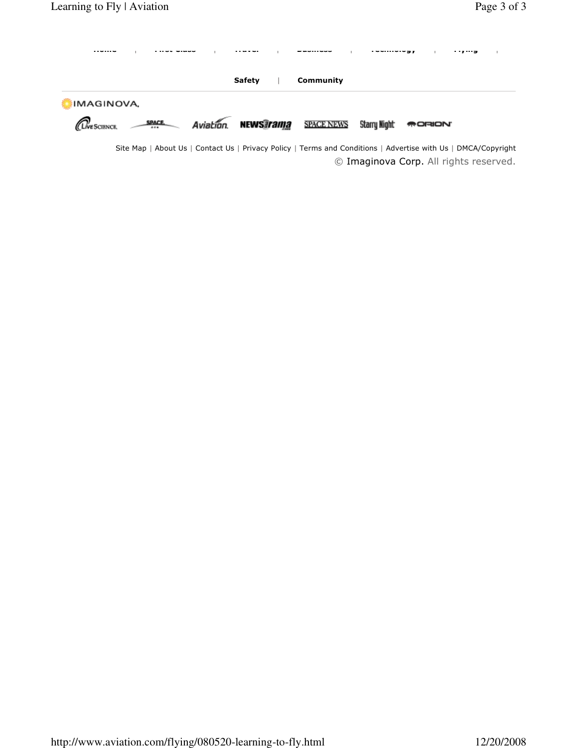Home | First Class | Travel | Business | Technology | Flying |

Safety | Community

IMAGINOVA

Live Science | Space | Aviation | Newsarama | Space News | Starry Night | Orion

Site Map | About Us | Contact Us | Privacy Policy | Terms and Conditions | Advertise with Us | DMCA/Copyright

© Imaginova Corp. All rights reserved.